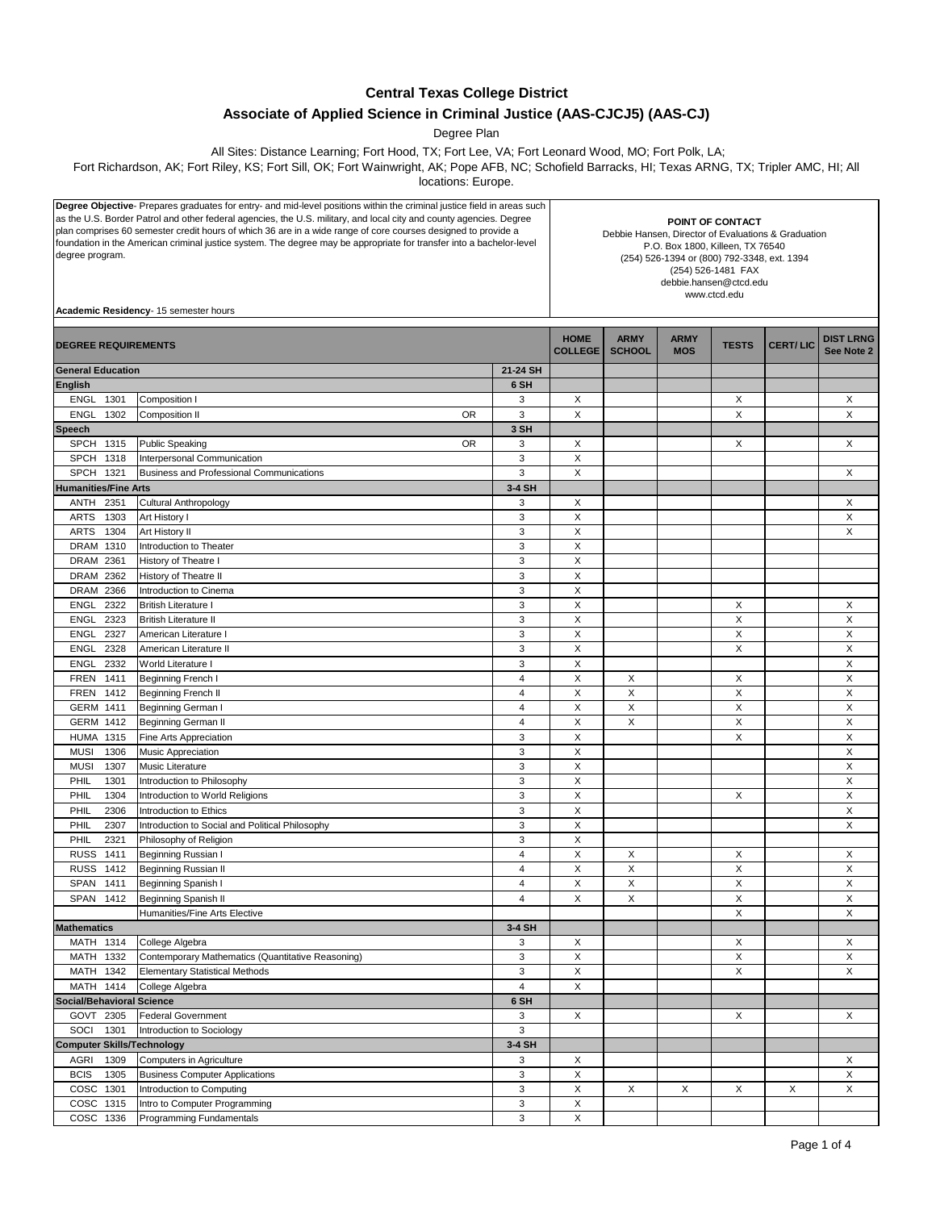# Central Texas College District

## Associate of Applied Science in Criminal Justice (AAS-CJCJ5) (AAS-CJ)

Degree Plan

All Sites: Distance Learning; Fort Hood, TX; Fort Lee, VA; Fort Leonard Wood, MO; Fort Polk, LA; Fort Richardson, AK; Fort Riley, KS; Fort Sill, OK; Fort Wainwright, AK; Pope AFB, NC; Schofield Barracks, HI; Texas ARNG, TX; Tripler AMC, HI; All locations: Europe.

**Degree Objective**- Prepares graduates for entry- and mid-level positions within the criminal justice field in areas such as the U.S. Border Patrol and other federal agencies, the U.S. military, and local city and county agencies. Degree plan comprises 60 semester credit hours of which 36 are in a wide range of core courses designed to provide a foundation in the American criminal justice system. The degree may be appropriate for transfer into a bachelor-level degree program.

**Academic Residency**- 15 semester hours

**POINT OF CONTACT**
Debbie Hansen, Director of Evaluations & Graduation
P.O. Box 1800, Killeen, TX 76540
(254) 526-1394 or (800) 792-3348, ext. 1394
(254) 526-1481 FAX
debbie.hansen@ctcd.edu
www.ctcd.edu

| DEGREE REQUIREMENTS | | | HOME COLLEGE | ARMY SCHOOL | ARMY MOS | TESTS | CERT/ LIC | DIST LRNG See Note 2 |
|---|---|---|---|---|---|---|---|---|
| **General Education** | | **21-24 SH** | | | | | | |
| **English** | | **6 SH** | | | | | | |
| ENGL 1301 | Composition I | 3 | X | | | X | | X |
| ENGL 1302 | Composition II OR | 3 | X | | | X | | X |
| **Speech** | | **3 SH** | | | | | | |
| SPCH 1315 | Public Speaking OR | 3 | X | | | X | | X |
| SPCH 1318 | Interpersonal Communication | 3 | X | | | | | |
| SPCH 1321 | Business and Professional Communications | 3 | X | | | | | X |
| **Humanities/Fine Arts** | | **3-4 SH** | | | | | | |
| ANTH 2351 | Cultural Anthropology | 3 | X | | | | | X |
| ARTS 1303 | Art History I | 3 | X | | | | | X |
| ARTS 1304 | Art History II | 3 | X | | | | | X |
| DRAM 1310 | Introduction to Theater | 3 | X | | | | | |
| DRAM 2361 | History of Theatre I | 3 | X | | | | | |
| DRAM 2362 | History of Theatre II | 3 | X | | | | | |
| DRAM 2366 | Introduction to Cinema | 3 | X | | | | | |
| ENGL 2322 | British Literature I | 3 | X | | | X | | X |
| ENGL 2323 | British Literature II | 3 | X | | | X | | X |
| ENGL 2327 | American Literature I | 3 | X | | | X | | X |
| ENGL 2328 | American Literature II | 3 | X | | | X | | X |
| ENGL 2332 | World Literature I | 3 | X | | | | | X |
| FREN 1411 | Beginning French I | 4 | X | X | | X | | X |
| FREN 1412 | Beginning French II | 4 | X | X | | X | | X |
| GERM 1411 | Beginning German I | 4 | X | X | | X | | X |
| GERM 1412 | Beginning German II | 4 | X | X | | X | | X |
| HUMA 1315 | Fine Arts Appreciation | 3 | X | | | X | | X |
| MUSI 1306 | Music Appreciation | 3 | X | | | | | X |
| MUSI 1307 | Music Literature | 3 | X | | | | | X |
| PHIL 1301 | Introduction to Philosophy | 3 | X | | | | | X |
| PHIL 1304 | Introduction to World Religions | 3 | X | | | X | | X |
| PHIL 2306 | Introduction to Ethics | 3 | X | | | | | X |
| PHIL 2307 | Introduction to Social and Political Philosophy | 3 | X | | | | | X |
| PHIL 2321 | Philosophy of Religion | 3 | X | | | | | |
| RUSS 1411 | Beginning Russian I | 4 | X | X | | X | | X |
| RUSS 1412 | Beginning Russian II | 4 | X | X | | X | | X |
| SPAN 1411 | Beginning Spanish I | 4 | X | X | | X | | X |
| SPAN 1412 | Beginning Spanish II | 4 | X | X | | X | | X |
| | Humanities/Fine Arts Elective | | | | | X | | X |
| **Mathematics** | | **3-4 SH** | | | | | | |
| MATH 1314 | College Algebra | 3 | X | | | X | | X |
| MATH 1332 | Contemporary Mathematics (Quantitative Reasoning) | 3 | X | | | X | | X |
| MATH 1342 | Elementary Statistical Methods | 3 | X | | | X | | X |
| MATH 1414 | College Algebra | 4 | X | | | | | |
| **Social/Behavioral Science** | | **6 SH** | | | | | | |
| GOVT 2305 | Federal Government | 3 | X | | | X | | X |
| SOCI 1301 | Introduction to Sociology | 3 | | | | | | |
| **Computer Skills/Technology** | | **3-4 SH** | | | | | | |
| AGRI 1309 | Computers in Agriculture | 3 | X | | | | | X |
| BCIS 1305 | Business Computer Applications | 3 | X | | | | | X |
| COSC 1301 | Introduction to Computing | 3 | X | X | X | X | X | X |
| COSC 1315 | Intro to Computer Programming | 3 | X | | | | | |
| COSC 1336 | Programming Fundamentals | 3 | X | | | | | |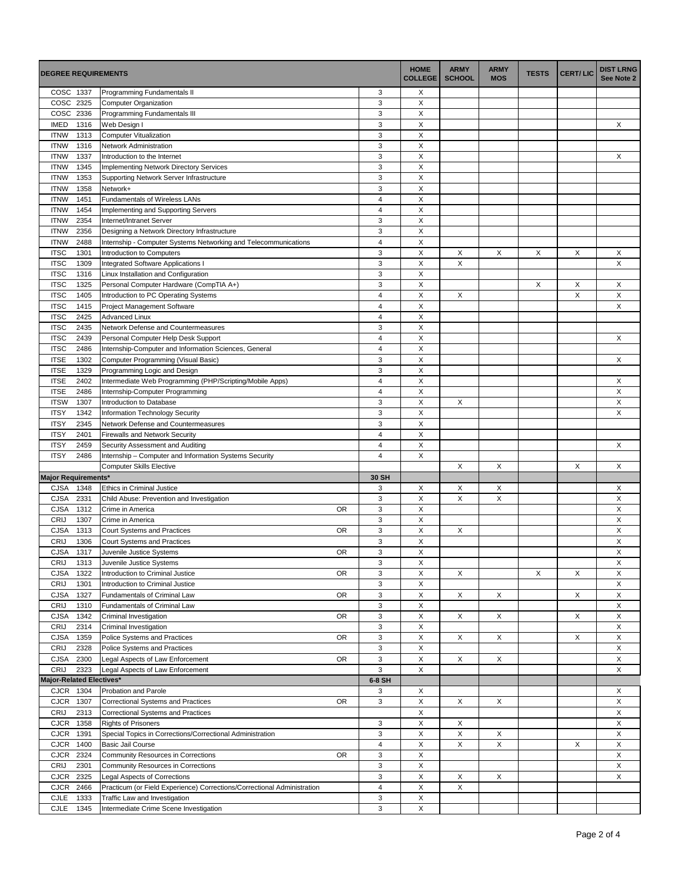| DEGREE REQUIREMENTS | | | | HOME COLLEGE | ARMY SCHOOL | ARMY MOS | TESTS | CERT/ LIC | DIST LRNG See Note 2 |
|---|---|---|---|---|---|---|---|---|---|
| COSC 1337 | Programming Fundamentals II | | 3 | X | | | | | |
| COSC 2325 | Computer Organization | | 3 | X | | | | | |
| COSC 2336 | Programming Fundamentals III | | 3 | X | | | | | |
| IMED 1316 | Web Design I | | 3 | X | | | | | X |
| ITNW 1313 | Computer Vitualization | | 3 | X | | | | | |
| ITNW 1316 | Network Administration | | 3 | X | | | | | |
| ITNW 1337 | Introduction to the Internet | | 3 | X | | | | | X |
| ITNW 1345 | Implementing Network Directory Services | | 3 | X | | | | | |
| ITNW 1353 | Supporting Network Server Infrastructure | | 3 | X | | | | | |
| ITNW 1358 | Network+ | | 3 | X | | | | | |
| ITNW 1451 | Fundamentals of Wireless LANs | | 4 | X | | | | | |
| ITNW 1454 | Implementing and Supporting Servers | | 4 | X | | | | | |
| ITNW 2354 | Internet/Intranet Server | | 3 | X | | | | | |
| ITNW 2356 | Designing a Network Directory Infrastructure | | 3 | X | | | | | |
| ITNW 2488 | Internship - Computer Systems Networking and Telecommunications | | 4 | X | | | | | |
| ITSC 1301 | Introduction to Computers | | 3 | X | X | X | X | X | X |
| ITSC 1309 | Integrated Software Applications I | | 3 | X | X | | | | X |
| ITSC 1316 | Linux Installation and Configuration | | 3 | X | | | | | |
| ITSC 1325 | Personal Computer Hardware (CompTIA A+) | | 3 | X | | | X | X | X |
| ITSC 1405 | Introduction to PC Operating Systems | | 4 | X | X | | | X | X |
| ITSC 1415 | Project Management Software | | 4 | X | | | | | X |
| ITSC 2425 | Advanced Linux | | 4 | X | | | | | |
| ITSC 2435 | Network Defense and Countermeasures | | 3 | X | | | | | |
| ITSC 2439 | Personal Computer Help Desk Support | | 4 | X | | | | | X |
| ITSC 2486 | Internship-Computer and Information Sciences, General | | 4 | X | | | | | |
| ITSE 1302 | Computer Programming (Visual Basic) | | 3 | X | | | | | X |
| ITSE 1329 | Programming Logic and Design | | 3 | X | | | | | |
| ITSE 2402 | Intermediate Web Programming (PHP/Scripting/Mobile Apps) | | 4 | X | | | | | X |
| ITSE 2486 | Internship-Computer Programming | | 4 | X | | | | | X |
| ITSW 1307 | Introduction to Database | | 3 | X | X | | | | X |
| ITSY 1342 | Information Technology Security | | 3 | X | | | | | X |
| ITSY 2345 | Network Defense and Countermeasures | | 3 | X | | | | | |
| ITSY 2401 | Firewalls and Network Security | | 4 | X | | | | | |
| ITSY 2459 | Security Assessment and Auditing | | 4 | X | | | | | X |
| ITSY 2486 | Internship – Computer and Information Systems Security | | 4 | X | | | | | |
| | Computer Skills Elective | | | | X | X | | X | X |
| **Major Requirements*** | | | **30 SH** | | | | | | |
| CJSA 1348 | Ethics in Criminal Justice | | 3 | X | X | X | | | X |
| CJSA 2331 | Child Abuse: Prevention and Investigation | | 3 | X | X | X | | | X |
| CJSA 1312 | Crime in America | OR | 3 | X | | | | | X |
| CRIJ 1307 | Crime in America | | 3 | X | | | | | X |
| CJSA 1313 | Court Systems and Practices | OR | 3 | X | X | | | | X |
| CRIJ 1306 | Court Systems and Practices | | 3 | X | | | | | X |
| CJSA 1317 | Juvenile Justice Systems | OR | 3 | X | | | | | X |
| CRIJ 1313 | Juvenile Justice Systems | | 3 | X | | | | | X |
| CJSA 1322 | Introduction to Criminal Justice | OR | 3 | X | X | | X | X | X |
| CRIJ 1301 | Introduction to Criminal Justice | | 3 | X | | | | | X |
| CJSA 1327 | Fundamentals of Criminal Law | OR | 3 | X | X | X | | X | X |
| CRIJ 1310 | Fundamentals of Criminal Law | | 3 | X | | | | | X |
| CJSA 1342 | Criminal Investigation | OR | 3 | X | X | X | | X | X |
| CRIJ 2314 | Criminal Investigation | | 3 | X | | | | | X |
| CJSA 1359 | Police Systems and Practices | OR | 3 | X | X | X | | X | X |
| CRIJ 2328 | Police Systems and Practices | | 3 | X | | | | | X |
| CJSA 2300 | Legal Aspects of Law Enforcement | OR | 3 | X | X | X | | | X |
| CRIJ 2323 | Legal Aspects of Law Enforcement | | 3 | X | | | | | X |
| **Major-Related Electives*** | | | **6-8 SH** | | | | | | |
| CJCR 1304 | Probation and Parole | | 3 | X | | | | | X |
| CJCR 1307 | Correctional Systems and Practices | OR | 3 | X | X | X | | | X |
| CRIJ 2313 | Correctional Systems and Practices | | | X | | | | | X |
| CJCR 1358 | Rights of Prisoners | | 3 | X | X | | | | X |
| CJCR 1391 | Special Topics in Corrections/Correctional Administration | | 3 | X | X | X | | | X |
| CJCR 1400 | Basic Jail Course | | 4 | X | X | X | | X | X |
| CJCR 2324 | Community Resources in Corrections | OR | 3 | X | | | | | X |
| CRIJ 2301 | Community Resources in Corrections | | 3 | X | | | | | X |
| CJCR 2325 | Legal Aspects of Corrections | | 3 | X | X | X | | | X |
| CJCR 2466 | Practicum (or Field Experience) Corrections/Correctional Administration | | 4 | X | X | | | | |
| CJLE 1333 | Traffic Law and Investigation | | 3 | X | | | | | |
| CJLE 1345 | Intermediate Crime Scene Investigation | | 3 | X | | | | | |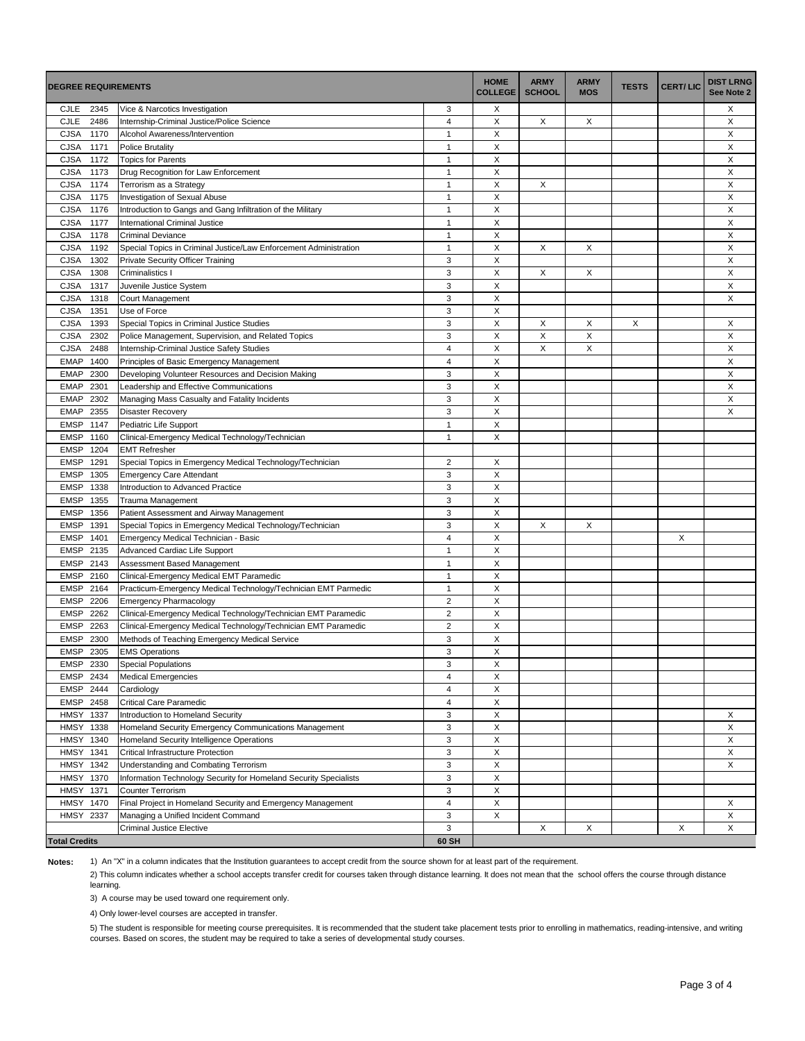| DEGREE REQUIREMENTS | | | HOME COLLEGE | ARMY SCHOOL | ARMY MOS | TESTS | CERT/ LIC | DIST LRNG See Note 2 |
|---|---|---|---|---|---|---|---|---|
| CJLE 2345 | Vice & Narcotics Investigation | 3 | X | | | | | X |
| CJLE 2486 | Internship-Criminal Justice/Police Science | 4 | X | X | X | | | X |
| CJSA 1170 | Alcohol Awareness/Intervention | 1 | X | | | | | X |
| CJSA 1171 | Police Brutality | 1 | X | | | | | X |
| CJSA 1172 | Topics for Parents | 1 | X | | | | | X |
| CJSA 1173 | Drug Recognition for Law Enforcement | 1 | X | | | | | X |
| CJSA 1174 | Terrorism as a Strategy | 1 | X | X | | | | X |
| CJSA 1175 | Investigation of Sexual Abuse | 1 | X | | | | | X |
| CJSA 1176 | Introduction to Gangs and Gang Infiltration of the Military | 1 | X | | | | | X |
| CJSA 1177 | International Criminal Justice | 1 | X | | | | | X |
| CJSA 1178 | Criminal Deviance | 1 | X | | | | | X |
| CJSA 1192 | Special Topics in Criminal Justice/Law Enforcement Administration | 1 | X | X | X | | | X |
| CJSA 1302 | Private Security Officer Training | 3 | X | | | | | X |
| CJSA 1308 | Criminalistics I | 3 | X | X | X | | | X |
| CJSA 1317 | Juvenile Justice System | 3 | X | | | | | X |
| CJSA 1318 | Court Management | 3 | X | | | | | X |
| CJSA 1351 | Use of Force | 3 | X | | | | | |
| CJSA 1393 | Special Topics in Criminal Justice Studies | 3 | X | X | X | X | | X |
| CJSA 2302 | Police Management, Supervision, and Related Topics | 3 | X | X | X | | | X |
| CJSA 2488 | Internship-Criminal Justice Safety Studies | 4 | X | X | X | | | X |
| EMAP 1400 | Principles of Basic Emergency Management | 4 | X | | | | | X |
| EMAP 2300 | Developing Volunteer Resources and Decision Making | 3 | X | | | | | X |
| EMAP 2301 | Leadership and Effective Communications | 3 | X | | | | | X |
| EMAP 2302 | Managing Mass Casualty and Fatality Incidents | 3 | X | | | | | X |
| EMAP 2355 | Disaster Recovery | 3 | X | | | | | X |
| EMSP 1147 | Pediatric Life Support | 1 | X | | | | | |
| EMSP 1160 | Clinical-Emergency Medical Technology/Technician | 1 | X | | | | | |
| EMSP 1204 | EMT Refresher | | | | | | | |
| EMSP 1291 | Special Topics in Emergency Medical Technology/Technician | 2 | X | | | | | |
| EMSP 1305 | Emergency Care Attendant | 3 | X | | | | | |
| EMSP 1338 | Introduction to Advanced Practice | 3 | X | | | | | |
| EMSP 1355 | Trauma Management | 3 | X | | | | | |
| EMSP 1356 | Patient Assessment and Airway Management | 3 | X | | | | | |
| EMSP 1391 | Special Topics in Emergency Medical Technology/Technician | 3 | X | X | X | | | |
| EMSP 1401 | Emergency Medical Technician - Basic | 4 | X | | | | X | |
| EMSP 2135 | Advanced Cardiac Life Support | 1 | X | | | | | |
| EMSP 2143 | Assessment Based Management | 1 | X | | | | | |
| EMSP 2160 | Clinical-Emergency Medical EMT Paramedic | 1 | X | | | | | |
| EMSP 2164 | Practicum-Emergency Medical Technology/Technician EMT Parmedic | 1 | X | | | | | |
| EMSP 2206 | Emergency Pharmacology | 2 | X | | | | | |
| EMSP 2262 | Clinical-Emergency Medical Technology/Technician EMT Paramedic | 2 | X | | | | | |
| EMSP 2263 | Clinical-Emergency Medical Technology/Technician EMT Paramedic | 2 | X | | | | | |
| EMSP 2300 | Methods of Teaching Emergency Medical Service | 3 | X | | | | | |
| EMSP 2305 | EMS Operations | 3 | X | | | | | |
| EMSP 2330 | Special Populations | 3 | X | | | | | |
| EMSP 2434 | Medical Emergencies | 4 | X | | | | | |
| EMSP 2444 | Cardiology | 4 | X | | | | | |
| EMSP 2458 | Critical Care Paramedic | 4 | X | | | | | |
| HMSY 1337 | Introduction to Homeland Security | 3 | X | | | | | X |
| HMSY 1338 | Homeland Security Emergency Communications Management | 3 | X | | | | | X |
| HMSY 1340 | Homeland Security Intelligence Operations | 3 | X | | | | | X |
| HMSY 1341 | Critical Infrastructure Protection | 3 | X | | | | | X |
| HMSY 1342 | Understanding and Combating Terrorism | 3 | X | | | | | X |
| HMSY 1370 | Information Technology Security for Homeland Security Specialists | 3 | X | | | | | |
| HMSY 1371 | Counter Terrorism | 3 | X | | | | | |
| HMSY 1470 | Final Project in Homeland Security and Emergency Management | 4 | X | | | | | X |
| HMSY 2337 | Managing a Unified Incident Command | 3 | X | | | | | X |
| | Criminal Justice Elective | 3 | | X | X | | X | X |
| **Total Credits** | | **60 SH** | | | | | | |

**Notes:**

1) An "X" in a column indicates that the Institution guarantees to accept credit from the source shown for at least part of the requirement.

2) This column indicates whether a school accepts transfer credit for courses taken through distance learning. It does not mean that the school offers the course through distance learning.

3) A course may be used toward one requirement only.

4) Only lower-level courses are accepted in transfer.

5) The student is responsible for meeting course prerequisites. It is recommended that the student take placement tests prior to enrolling in mathematics, reading-intensive, and writing courses. Based on scores, the student may be required to take a series of developmental study courses.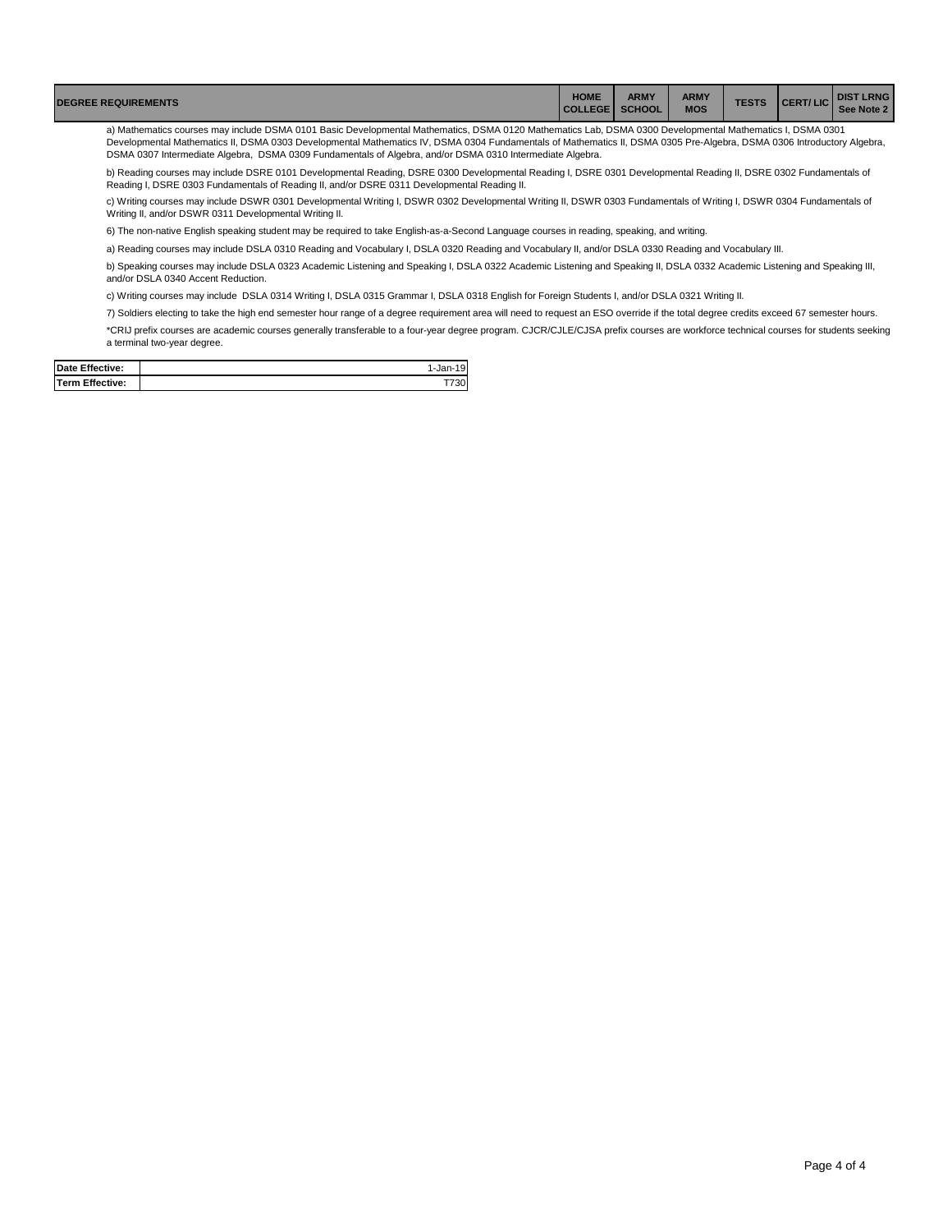| DEGREE REQUIREMENTS | HOME COLLEGE | ARMY SCHOOL | ARMY MOS | TESTS | CERT/ LIC | DIST LRNG See Note 2 |
|---|---|---|---|---|---|---|

a) Mathematics courses may include DSMA 0101 Basic Developmental Mathematics, DSMA 0120 Mathematics Lab, DSMA 0300 Developmental Mathematics I, DSMA 0301 Developmental Mathematics II, DSMA 0303 Developmental Mathematics IV, DSMA 0304 Fundamentals of Mathematics II, DSMA 0305 Pre-Algebra, DSMA 0306 Introductory Algebra, DSMA 0307 Intermediate Algebra, DSMA 0309 Fundamentals of Algebra, and/or DSMA 0310 Intermediate Algebra.

b) Reading courses may include DSRE 0101 Developmental Reading, DSRE 0300 Developmental Reading I, DSRE 0301 Developmental Reading II, DSRE 0302 Fundamentals of Reading I, DSRE 0303 Fundamentals of Reading II, and/or DSRE 0311 Developmental Reading II.

c) Writing courses may include DSWR 0301 Developmental Writing I, DSWR 0302 Developmental Writing II, DSWR 0303 Fundamentals of Writing I, DSWR 0304 Fundamentals of Writing II, and/or DSWR 0311 Developmental Writing II.

6) The non-native English speaking student may be required to take English-as-a-Second Language courses in reading, speaking, and writing.

a) Reading courses may include DSLA 0310 Reading and Vocabulary I, DSLA 0320 Reading and Vocabulary II, and/or DSLA 0330 Reading and Vocabulary III.

b) Speaking courses may include DSLA 0323 Academic Listening and Speaking I, DSLA 0322 Academic Listening and Speaking II, DSLA 0332 Academic Listening and Speaking III, and/or DSLA 0340 Accent Reduction.

c) Writing courses may include DSLA 0314 Writing I, DSLA 0315 Grammar I, DSLA 0318 English for Foreign Students I, and/or DSLA 0321 Writing II.

7) Soldiers electing to take the high end semester hour range of a degree requirement area will need to request an ESO override if the total degree credits exceed 67 semester hours.

*CRIJ prefix courses are academic courses generally transferable to a four-year degree program. CJCR/CJLE/CJSA prefix courses are workforce technical courses for students seeking a terminal two-year degree.

| | |
|---|---|
| **Date Effective:** | 1-Jan-19 |
| **Term Effective:** | T730 |